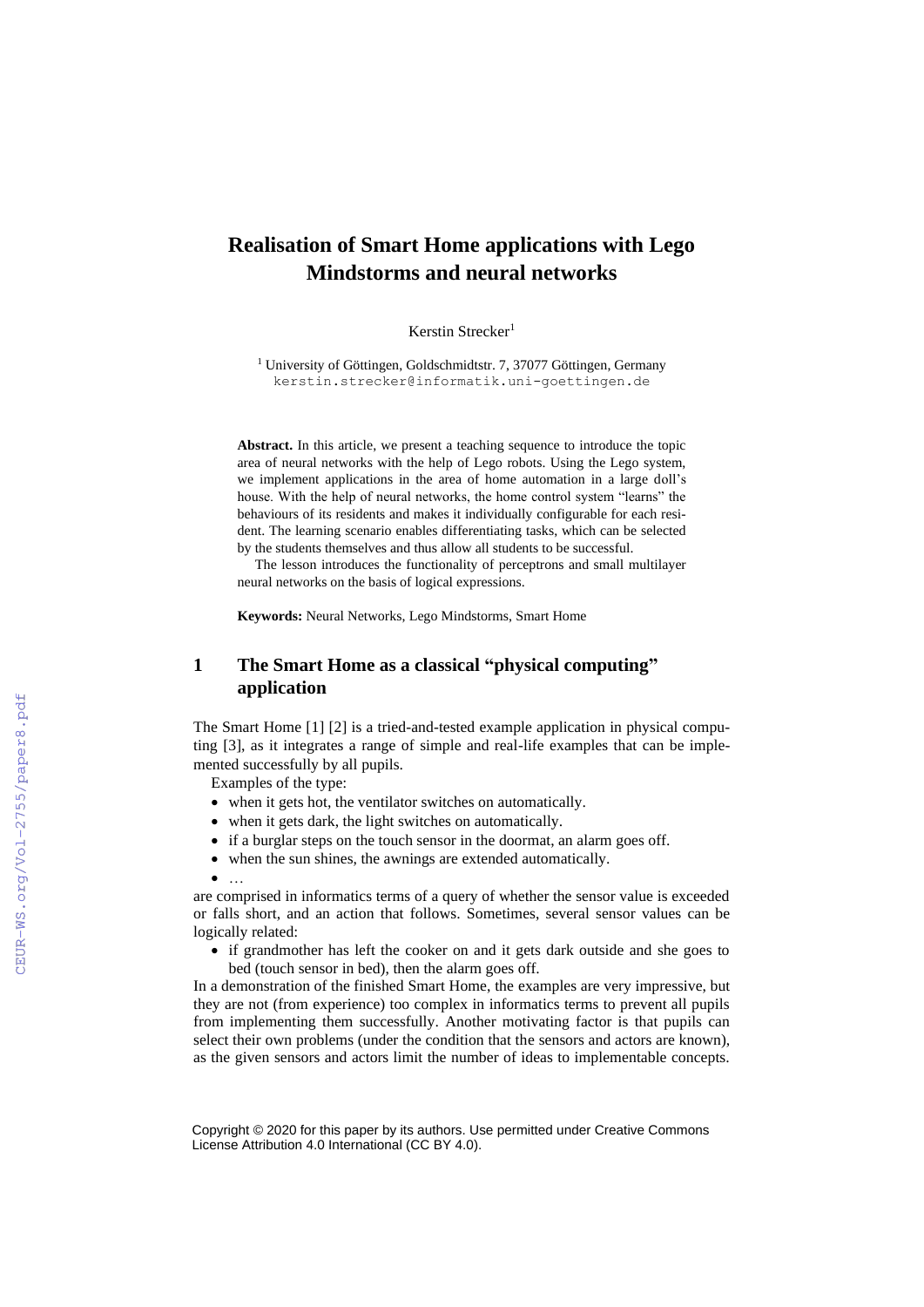# Realisation of Smart Home applications with Lego Mindstorms and neural networks

Kerstin Strecker[1]

[1] University of Göttingen, Goldschmidtstr. 7, 37077 Göttingen, Germany
kerstin.strecker@informatik.uni-goettingen.de

**Abstract.** In this article, we present a teaching sequence to introduce the topic area of neural networks with the help of Lego robots. Using the Lego system, we implement applications in the area of home automation in a large doll's house. With the help of neural networks, the home control system "learns" the behaviours of its residents and makes it individually configurable for each resident. The learning scenario enables differentiating tasks, which can be selected by the students themselves and thus allow all students to be successful.

The lesson introduces the functionality of perceptrons and small multilayer neural networks on the basis of logical expressions.

**Keywords:** Neural Networks, Lego Mindstorms, Smart Home

## 1 The Smart Home as a classical "physical computing" application

The Smart Home [1] [2] is a tried-and-tested example application in physical computing [3], as it integrates a range of simple and real-life examples that can be implemented successfully by all pupils.

Examples of the type:

- when it gets hot, the ventilator switches on automatically.
- when it gets dark, the light switches on automatically.
- if a burglar steps on the touch sensor in the doormat, an alarm goes off.
- when the sun shines, the awnings are extended automatically.
- …

are comprised in informatics terms of a query of whether the sensor value is exceeded or falls short, and an action that follows. Sometimes, several sensor values can be logically related:

- if grandmother has left the cooker on and it gets dark outside and she goes to bed (touch sensor in bed), then the alarm goes off.

In a demonstration of the finished Smart Home, the examples are very impressive, but they are not (from experience) too complex in informatics terms to prevent all pupils from implementing them successfully. Another motivating factor is that pupils can select their own problems (under the condition that the sensors and actors are known), as the given sensors and actors limit the number of ideas to implementable concepts.

Copyright © 2020 for this paper by its authors. Use permitted under Creative Commons License Attribution 4.0 International (CC BY 4.0).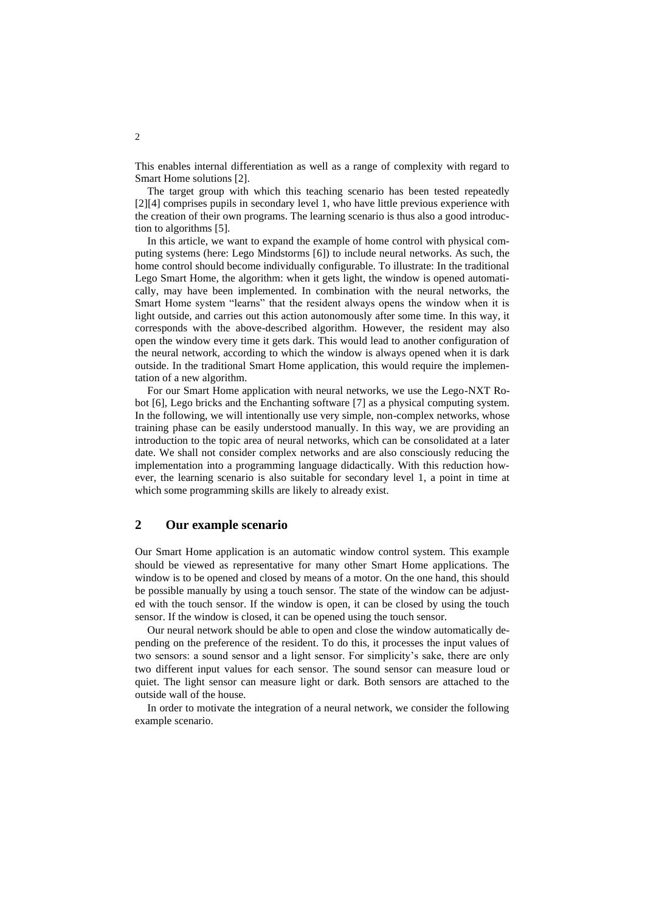This enables internal differentiation as well as a range of complexity with regard to Smart Home solutions [2].

The target group with which this teaching scenario has been tested repeatedly [2][4] comprises pupils in secondary level 1, who have little previous experience with the creation of their own programs. The learning scenario is thus also a good introduction to algorithms [5].

In this article, we want to expand the example of home control with physical computing systems (here: Lego Mindstorms [6]) to include neural networks. As such, the home control should become individually configurable. To illustrate: In the traditional Lego Smart Home, the algorithm: when it gets light, the window is opened automatically, may have been implemented. In combination with the neural networks, the Smart Home system "learns" that the resident always opens the window when it is light outside, and carries out this action autonomously after some time. In this way, it corresponds with the above-described algorithm. However, the resident may also open the window every time it gets dark. This would lead to another configuration of the neural network, according to which the window is always opened when it is dark outside. In the traditional Smart Home application, this would require the implementation of a new algorithm.

For our Smart Home application with neural networks, we use the Lego-NXT Robot [6], Lego bricks and the Enchanting software [7] as a physical computing system. In the following, we will intentionally use very simple, non-complex networks, whose training phase can be easily understood manually. In this way, we are providing an introduction to the topic area of neural networks, which can be consolidated at a later date. We shall not consider complex networks and are also consciously reducing the implementation into a programming language didactically. With this reduction however, the learning scenario is also suitable for secondary level 1, a point in time at which some programming skills are likely to already exist.

## 2 Our example scenario

Our Smart Home application is an automatic window control system. This example should be viewed as representative for many other Smart Home applications. The window is to be opened and closed by means of a motor. On the one hand, this should be possible manually by using a touch sensor. The state of the window can be adjusted with the touch sensor. If the window is open, it can be closed by using the touch sensor. If the window is closed, it can be opened using the touch sensor.

Our neural network should be able to open and close the window automatically depending on the preference of the resident. To do this, it processes the input values of two sensors: a sound sensor and a light sensor. For simplicity's sake, there are only two different input values for each sensor. The sound sensor can measure loud or quiet. The light sensor can measure light or dark. Both sensors are attached to the outside wall of the house.

In order to motivate the integration of a neural network, we consider the following example scenario.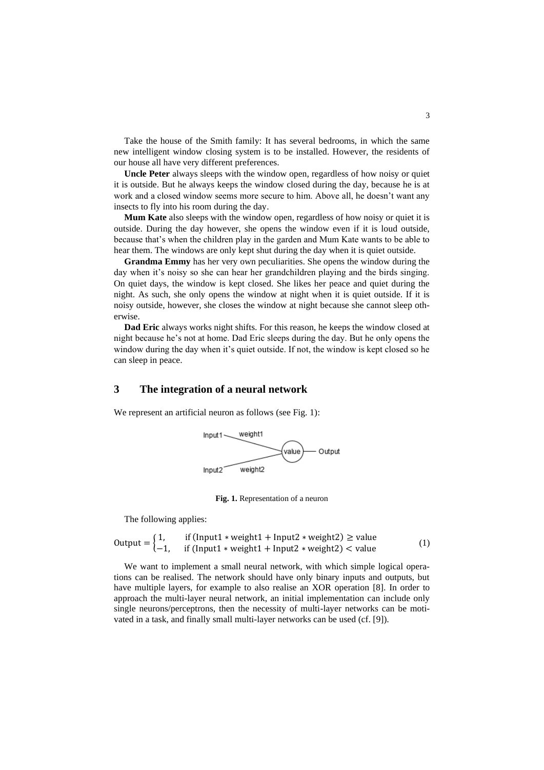Take the house of the Smith family: It has several bedrooms, in which the same new intelligent window closing system is to be installed. However, the residents of our house all have very different preferences.

**Uncle Peter** always sleeps with the window open, regardless of how noisy or quiet it is outside. But he always keeps the window closed during the day, because he is at work and a closed window seems more secure to him. Above all, he doesn't want any insects to fly into his room during the day.

**Mum Kate** also sleeps with the window open, regardless of how noisy or quiet it is outside. During the day however, she opens the window even if it is loud outside, because that's when the children play in the garden and Mum Kate wants to be able to hear them. The windows are only kept shut during the day when it is quiet outside.

**Grandma Emmy** has her very own peculiarities. She opens the window during the day when it's noisy so she can hear her grandchildren playing and the birds singing. On quiet days, the window is kept closed. She likes her peace and quiet during the night. As such, she only opens the window at night when it is quiet outside. If it is noisy outside, however, she closes the window at night because she cannot sleep otherwise.

**Dad Eric** always works night shifts. For this reason, he keeps the window closed at night because he's not at home. Dad Eric sleeps during the day. But he only opens the window during the day when it's quiet outside. If not, the window is kept closed so he can sleep in peace.

## 3 The integration of a neural network

We represent an artificial neuron as follows (see Fig. 1):

**Fig. 1.** Representation of a neuron

The following applies:

$$\text{Output} = \begin{cases} 1, & \text{if } (\text{Input1} * \text{weight1} + \text{Input2} * \text{weight2}) \geq \text{value} \\ -1, & \text{if } (\text{Input1} * \text{weight1} + \text{Input2} * \text{weight2}) < \text{value} \end{cases} \tag{1}$$

We want to implement a small neural network, with which simple logical operations can be realised. The network should have only binary inputs and outputs, but have multiple layers, for example to also realise an XOR operation [8]. In order to approach the multi-layer neural network, an initial implementation can include only single neurons/perceptrons, then the necessity of multi-layer networks can be motivated in a task, and finally small multi-layer networks can be used (cf. [9]).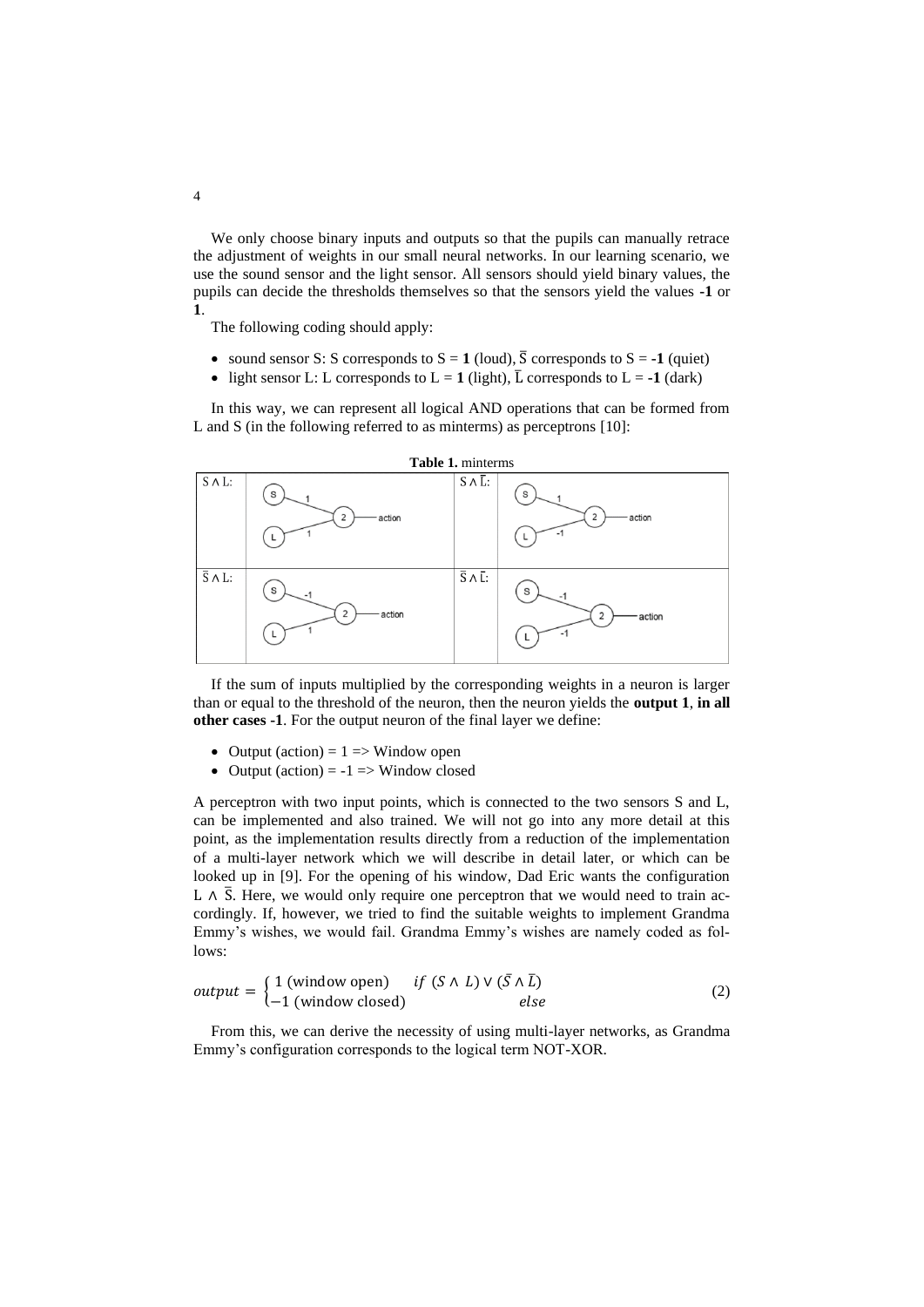We only choose binary inputs and outputs so that the pupils can manually retrace the adjustment of weights in our small neural networks. In our learning scenario, we use the sound sensor and the light sensor. All sensors should yield binary values, the pupils can decide the thresholds themselves so that the sensors yield the values **-1** or **1**.

The following coding should apply:

- sound sensor S: S corresponds to S = **1** (loud), $\bar{S}$ corresponds to S = **-1** (quiet)
- light sensor L: L corresponds to L = **1** (light), $\bar{L}$ corresponds to L = **-1** (dark)

In this way, we can represent all logical AND operations that can be formed from L and S (in the following referred to as minterms) as perceptrons [10]:

**Table 1.** minterms

| | | | |
|---|---|---|---|
| $S \wedge L$: | S → 2 (weight 1), L → 2 (weight 1), 2 → action | $S \wedge \bar{L}$: | S → 2 (weight 1), L → 2 (weight -1), 2 → action |
| $\bar{S} \wedge L$: | S → 2 (weight -1), L → 2 (weight 1), 2 → action | $\bar{S} \wedge \bar{L}$: | S → 2 (weight -1), L → 2 (weight -1), 2 → action |

If the sum of inputs multiplied by the corresponding weights in a neuron is larger than or equal to the threshold of the neuron, then the neuron yields the **output 1**, **in all other cases -1**. For the output neuron of the final layer we define:

- Output (action) = 1 => Window open
- Output (action) = -1 => Window closed

A perceptron with two input points, which is connected to the two sensors S and L, can be implemented and also trained. We will not go into any more detail at this point, as the implementation results directly from a reduction of the implementation of a multi-layer network which we will describe in detail later, or which can be looked up in [9]. For the opening of his window, Dad Eric wants the configuration $L \wedge \bar{S}$. Here, we would only require one perceptron that we would need to train accordingly. If, however, we tried to find the suitable weights to implement Grandma Emmy's wishes, we would fail. Grandma Emmy's wishes are namely coded as follows:

$$output = \begin{cases} 1 \text{ (window open)} & if \ (S \wedge L) \vee (\bar{S} \wedge \bar{L}) \\ -1 \text{ (window closed)} & else \end{cases} \tag{2}$$

From this, we can derive the necessity of using multi-layer networks, as Grandma Emmy's configuration corresponds to the logical term NOT-XOR.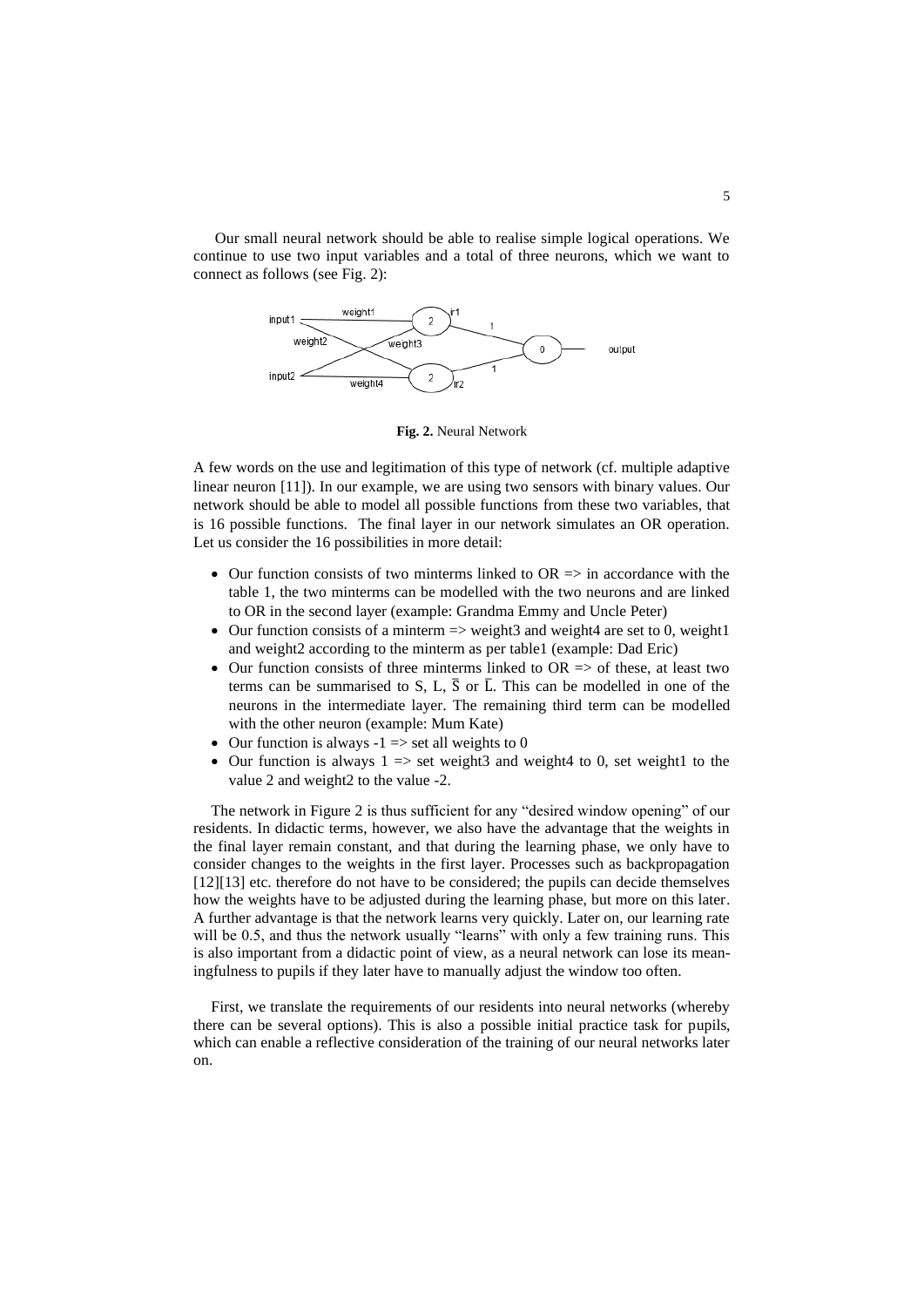Our small neural network should be able to realise simple logical operations. We continue to use two input variables and a total of three neurons, which we want to connect as follows (see Fig. 2):

**Fig. 2.** Neural Network

A few words on the use and legitimation of this type of network (cf. multiple adaptive linear neuron [11]). In our example, we are using two sensors with binary values. Our network should be able to model all possible functions from these two variables, that is 16 possible functions. The final layer in our network simulates an OR operation. Let us consider the 16 possibilities in more detail:

- Our function consists of two minterms linked to OR => in accordance with the table 1, the two minterms can be modelled with the two neurons and are linked to OR in the second layer (example: Grandma Emmy and Uncle Peter)
- Our function consists of a minterm => weight3 and weight4 are set to 0, weight1 and weight2 according to the minterm as per table1 (example: Dad Eric)
- Our function consists of three minterms linked to OR => of these, at least two terms can be summarised to S, L, $\bar{S}$ or $\bar{L}$. This can be modelled in one of the neurons in the intermediate layer. The remaining third term can be modelled with the other neuron (example: Mum Kate)
- Our function is always -1 => set all weights to 0
- Our function is always 1 => set weight3 and weight4 to 0, set weight1 to the value 2 and weight2 to the value -2.

The network in Figure 2 is thus sufficient for any "desired window opening" of our residents. In didactic terms, however, we also have the advantage that the weights in the final layer remain constant, and that during the learning phase, we only have to consider changes to the weights in the first layer. Processes such as backpropagation [12][13] etc. therefore do not have to be considered; the pupils can decide themselves how the weights have to be adjusted during the learning phase, but more on this later. A further advantage is that the network learns very quickly. Later on, our learning rate will be 0.5, and thus the network usually "learns" with only a few training runs. This is also important from a didactic point of view, as a neural network can lose its meaningfulness to pupils if they later have to manually adjust the window too often.

First, we translate the requirements of our residents into neural networks (whereby there can be several options). This is also a possible initial practice task for pupils, which can enable a reflective consideration of the training of our neural networks later on.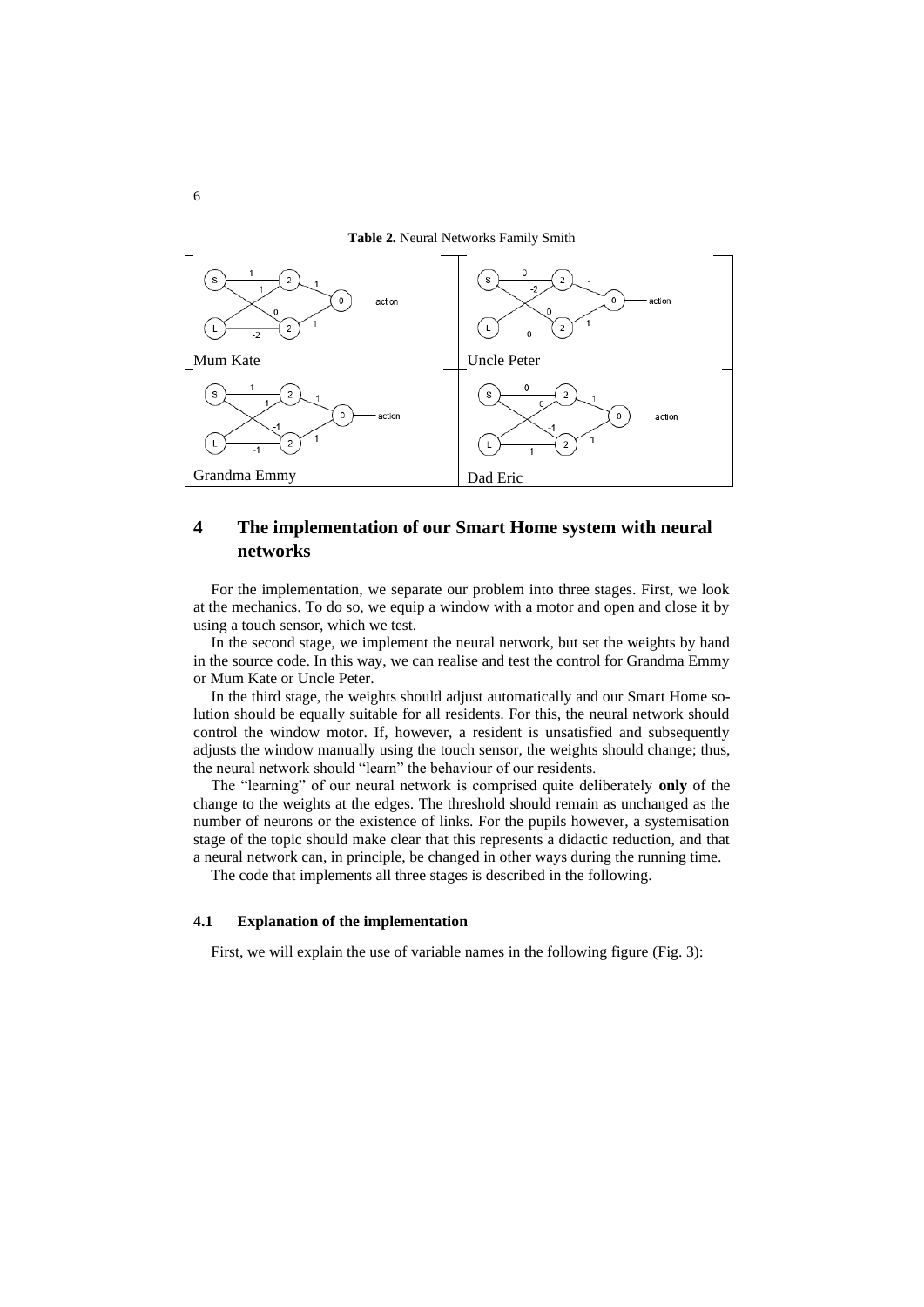**Table 2.** Neural Networks Family Smith

| | |
|---|---|
| Mum Kate | Uncle Peter |
| Grandma Emmy | Dad Eric |

## 4 The implementation of our Smart Home system with neural networks

For the implementation, we separate our problem into three stages. First, we look at the mechanics. To do so, we equip a window with a motor and open and close it by using a touch sensor, which we test.

In the second stage, we implement the neural network, but set the weights by hand in the source code. In this way, we can realise and test the control for Grandma Emmy or Mum Kate or Uncle Peter.

In the third stage, the weights should adjust automatically and our Smart Home solution should be equally suitable for all residents. For this, the neural network should control the window motor. If, however, a resident is unsatisfied and subsequently adjusts the window manually using the touch sensor, the weights should change; thus, the neural network should "learn" the behaviour of our residents.

The "learning" of our neural network is comprised quite deliberately **only** of the change to the weights at the edges. The threshold should remain as unchanged as the number of neurons or the existence of links. For the pupils however, a systemisation stage of the topic should make clear that this represents a didactic reduction, and that a neural network can, in principle, be changed in other ways during the running time.

The code that implements all three stages is described in the following.

### 4.1 Explanation of the implementation

First, we will explain the use of variable names in the following figure (Fig. 3):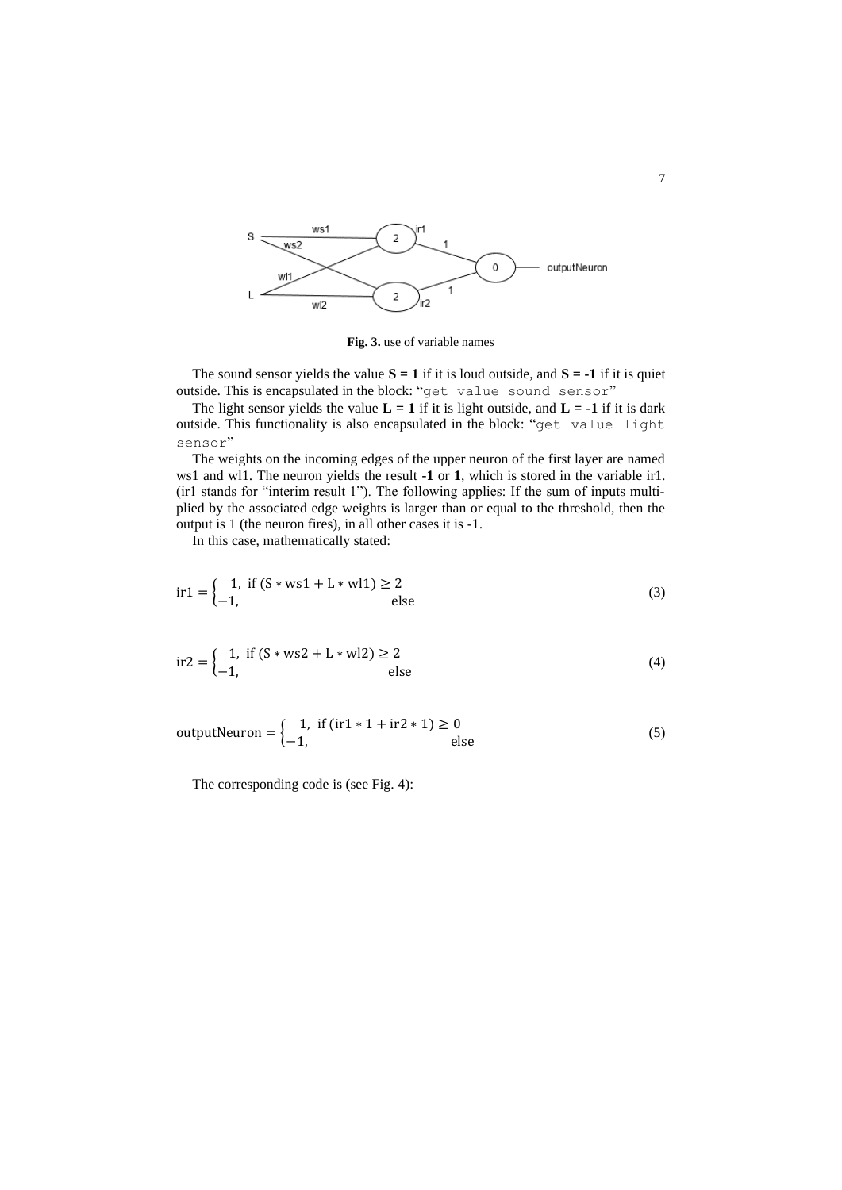Fig. 3. use of variable names

The sound sensor yields the value **S = 1** if it is loud outside, and **S = -1** if it is quiet outside. This is encapsulated in the block: "`get value sound sensor`"

The light sensor yields the value **L = 1** if it is light outside, and **L = -1** if it is dark outside. This functionality is also encapsulated in the block: "`get value light sensor`"

The weights on the incoming edges of the upper neuron of the first layer are named ws1 and wl1. The neuron yields the result **-1** or **1**, which is stored in the variable ir1. (ir1 stands for "interim result 1"). The following applies: If the sum of inputs multiplied by the associated edge weights is larger than or equal to the threshold, then the output is 1 (the neuron fires), in all other cases it is -1.

In this case, mathematically stated:

$$\text{ir1} = \begin{cases} 1, & \text{if } (\text{S} * \text{ws1} + \text{L} * \text{wl1}) \geq 2 \\ -1, & \text{else} \end{cases} \tag{3}$$

$$\text{ir2} = \begin{cases} 1, & \text{if } (\text{S} * \text{ws2} + \text{L} * \text{wl2}) \geq 2 \\ -1, & \text{else} \end{cases} \tag{4}$$

$$\text{outputNeuron} = \begin{cases} 1, & \text{if } (\text{ir1} * 1 + \text{ir2} * 1) \geq 0 \\ -1, & \text{else} \end{cases} \tag{5}$$

The corresponding code is (see Fig. 4):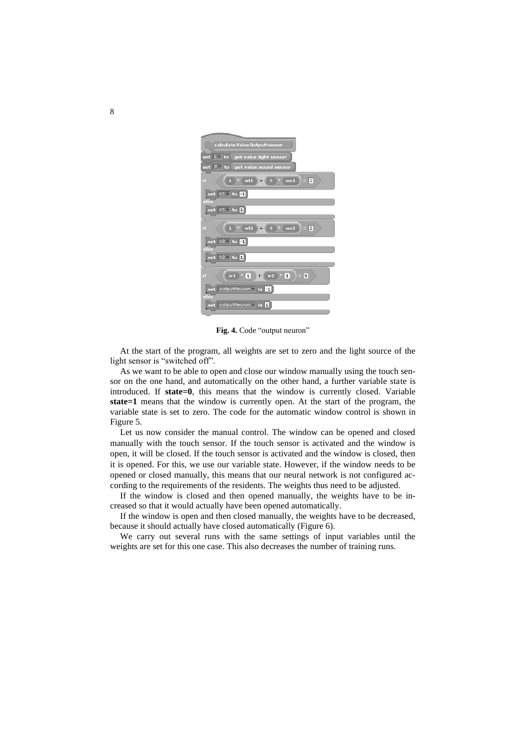```
calculateValueOutputNeuron
set L to (get value light sensor)
set S to (get value sound sensor)
if ((L * wl1) + (S * ws1)) < 2
    set ir1 to -1
else
    set ir1 to 1
if ((L * wl2) + (S * ws2)) < 2
    set ir2 to -1
else
    set ir2 to 1
if ((ir1 * 1) + (ir2 * 1)) < 0
    set outputNeuron to -1
else
    set outputNeuron to 1
```

**Fig. 4.** Code "output neuron"

At the start of the program, all weights are set to zero and the light source of the light sensor is "switched off".

As we want to be able to open and close our window manually using the touch sensor on the one hand, and automatically on the other hand, a further variable state is introduced. If **state=0**, this means that the window is currently closed. Variable **state=1** means that the window is currently open. At the start of the program, the variable state is set to zero. The code for the automatic window control is shown in Figure 5.

Let us now consider the manual control. The window can be opened and closed manually with the touch sensor. If the touch sensor is activated and the window is open, it will be closed. If the touch sensor is activated and the window is closed, then it is opened. For this, we use our variable state. However, if the window needs to be opened or closed manually, this means that our neural network is not configured according to the requirements of the residents. The weights thus need to be adjusted.

If the window is closed and then opened manually, the weights have to be increased so that it would actually have been opened automatically.

If the window is open and then closed manually, the weights have to be decreased, because it should actually have closed automatically (Figure 6).

We carry out several runs with the same settings of input variables until the weights are set for this one case. This also decreases the number of training runs.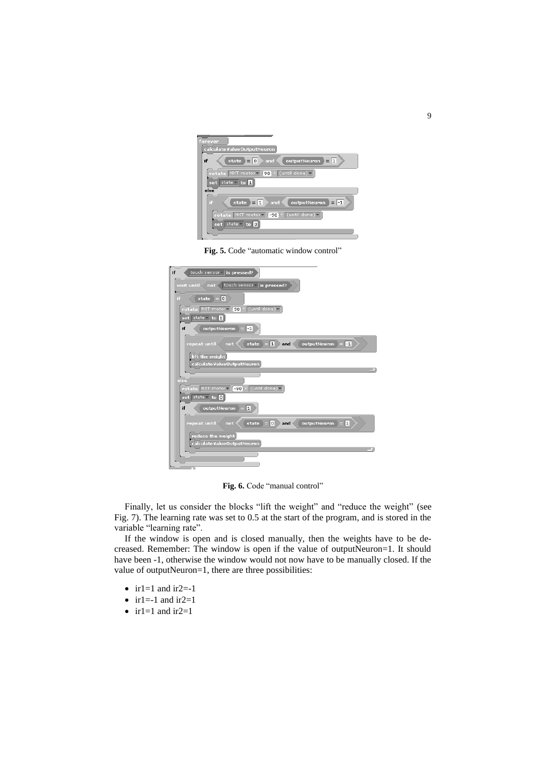**Fig. 5.** Code "automatic window control"

**Fig. 6.** Code "manual control"

Finally, let us consider the blocks "lift the weight" and "reduce the weight" (see Fig. 7). The learning rate was set to 0.5 at the start of the program, and is stored in the variable "learning rate".

If the window is open and is closed manually, then the weights have to be decreased. Remember: The window is open if the value of outputNeuron=1. It should have been -1, otherwise the window would not now have to be manually closed. If the value of outputNeuron=1, there are three possibilities:

- ir1=1 and ir2=-1
- ir1=-1 and ir2=1
- ir1=1 and ir2=1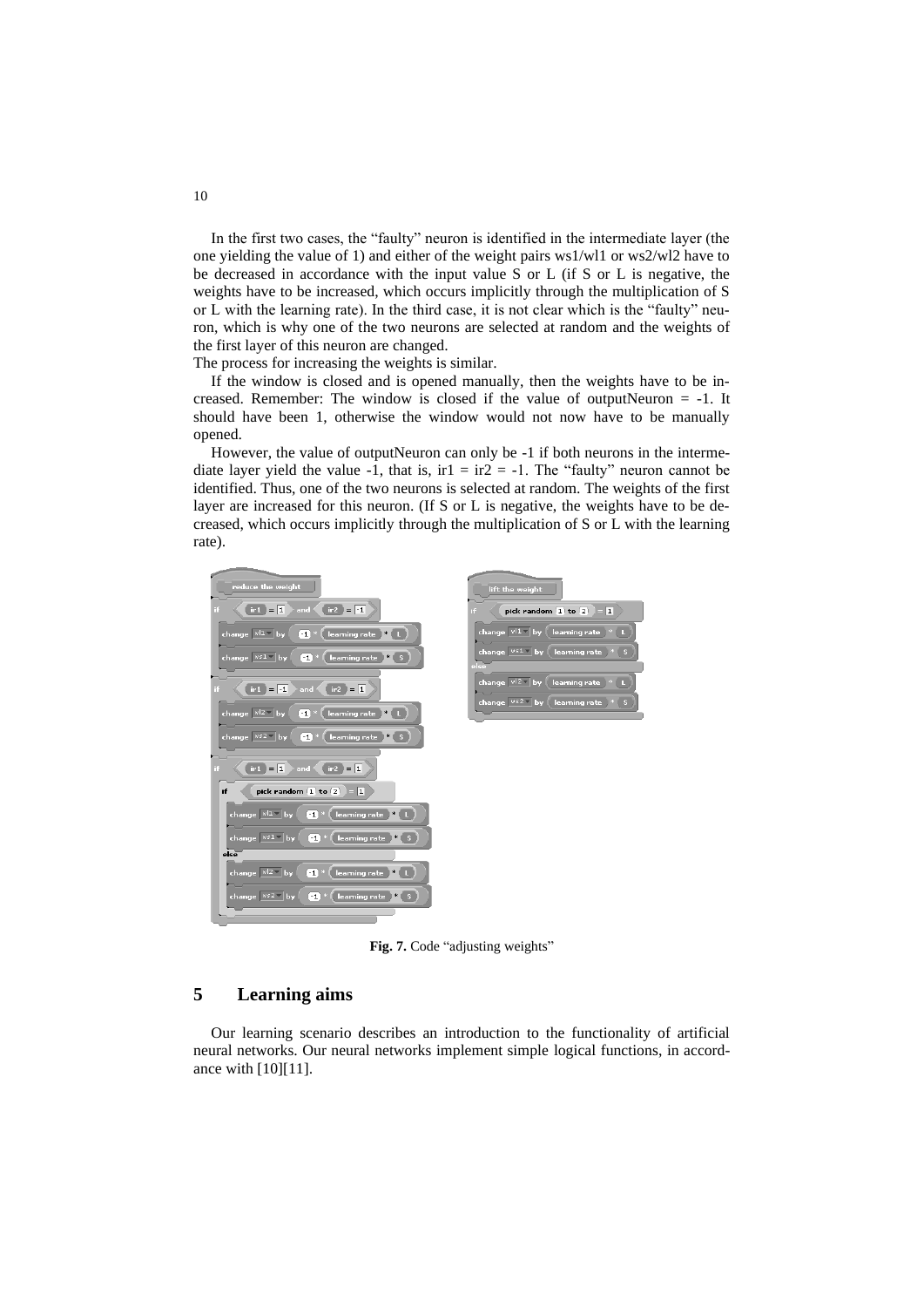In the first two cases, the "faulty" neuron is identified in the intermediate layer (the one yielding the value of 1) and either of the weight pairs ws1/wl1 or ws2/wl2 have to be decreased in accordance with the input value S or L (if S or L is negative, the weights have to be increased, which occurs implicitly through the multiplication of S or L with the learning rate). In the third case, it is not clear which is the "faulty" neuron, which is why one of the two neurons are selected at random and the weights of the first layer of this neuron are changed.

The process for increasing the weights is similar.

If the window is closed and is opened manually, then the weights have to be increased. Remember: The window is closed if the value of outputNeuron = -1. It should have been 1, otherwise the window would not now have to be manually opened.

However, the value of outputNeuron can only be -1 if both neurons in the intermediate layer yield the value -1, that is, ir1 = ir2 = -1. The "faulty" neuron cannot be identified. Thus, one of the two neurons is selected at random. The weights of the first layer are increased for this neuron. (If S or L is negative, the weights have to be decreased, which occurs implicitly through the multiplication of S or L with the learning rate).

```
reduce the weight
if <(ir1 = 1) and (ir2 = -1)>
    change wl1 by (-1 * (learning rate * L))
    change ws1 by (-1 * (learning rate * S))
if <(ir1 = -1) and (ir2 = 1)>
    change wl2 by (-1 * (learning rate * L))
    change ws2 by (-1 * (learning rate * S))
if <(ir1 = 1) and (ir2 = 1)>
    if <(pick random 1 to 2) = 1>
        change wl1 by (-1 * (learning rate * L))
        change ws1 by (-1 * (learning rate * S))
    else
        change wl2 by (-1 * (learning rate * L))
        change ws2 by (-1 * (learning rate * S))
```

```
lift the weight
if <(pick random 1 to 2) = 1>
    change wl1 by (learning rate * L)
    change ws1 by (learning rate * S)
else
    change wl2 by (learning rate * L)
    change ws2 by (learning rate * S)
```

**Fig. 7.** Code "adjusting weights"

## 5 Learning aims

Our learning scenario describes an introduction to the functionality of artificial neural networks. Our neural networks implement simple logical functions, in accordance with [10][11].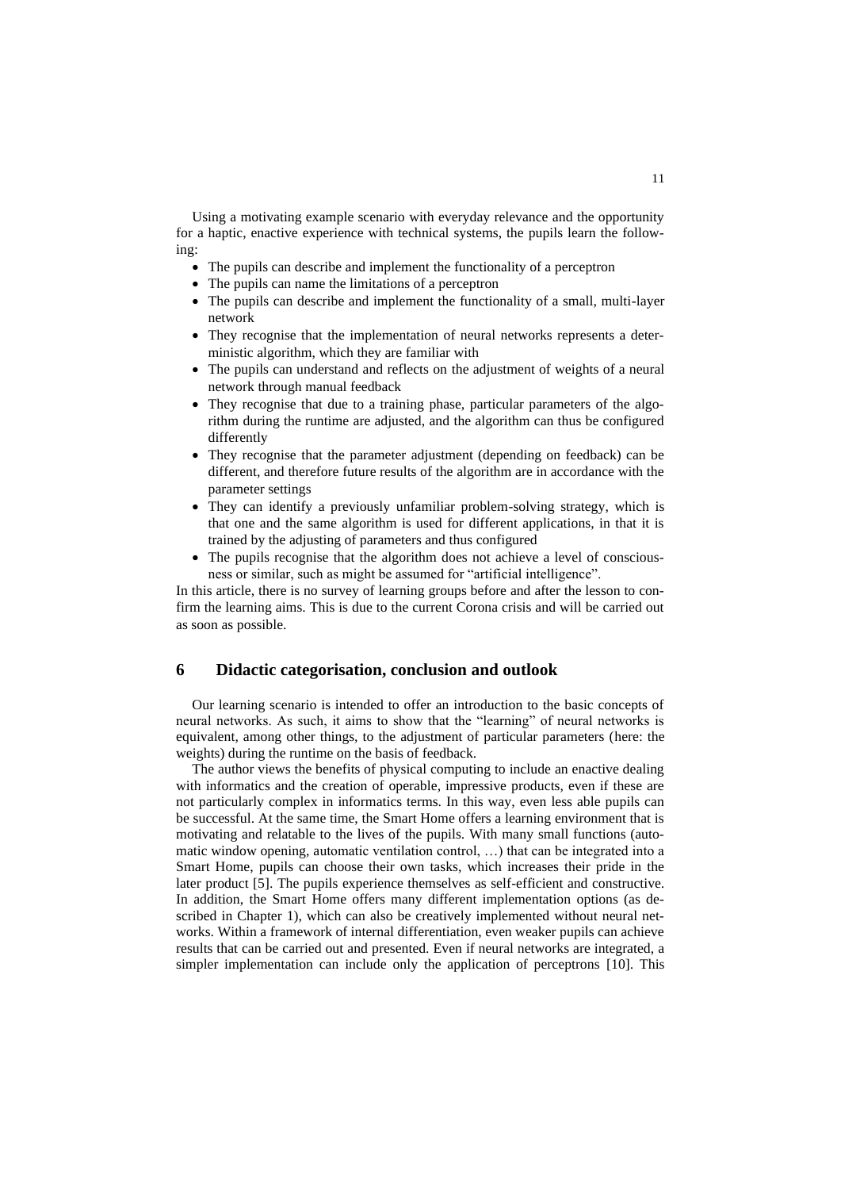Using a motivating example scenario with everyday relevance and the opportunity for a haptic, enactive experience with technical systems, the pupils learn the following:

- The pupils can describe and implement the functionality of a perceptron
- The pupils can name the limitations of a perceptron
- The pupils can describe and implement the functionality of a small, multi-layer network
- They recognise that the implementation of neural networks represents a deterministic algorithm, which they are familiar with
- The pupils can understand and reflects on the adjustment of weights of a neural network through manual feedback
- They recognise that due to a training phase, particular parameters of the algorithm during the runtime are adjusted, and the algorithm can thus be configured differently
- They recognise that the parameter adjustment (depending on feedback) can be different, and therefore future results of the algorithm are in accordance with the parameter settings
- They can identify a previously unfamiliar problem-solving strategy, which is that one and the same algorithm is used for different applications, in that it is trained by the adjusting of parameters and thus configured
- The pupils recognise that the algorithm does not achieve a level of consciousness or similar, such as might be assumed for "artificial intelligence".

In this article, there is no survey of learning groups before and after the lesson to confirm the learning aims. This is due to the current Corona crisis and will be carried out as soon as possible.

## 6 Didactic categorisation, conclusion and outlook

Our learning scenario is intended to offer an introduction to the basic concepts of neural networks. As such, it aims to show that the "learning" of neural networks is equivalent, among other things, to the adjustment of particular parameters (here: the weights) during the runtime on the basis of feedback.

The author views the benefits of physical computing to include an enactive dealing with informatics and the creation of operable, impressive products, even if these are not particularly complex in informatics terms. In this way, even less able pupils can be successful. At the same time, the Smart Home offers a learning environment that is motivating and relatable to the lives of the pupils. With many small functions (automatic window opening, automatic ventilation control, …) that can be integrated into a Smart Home, pupils can choose their own tasks, which increases their pride in the later product [5]. The pupils experience themselves as self-efficient and constructive. In addition, the Smart Home offers many different implementation options (as described in Chapter 1), which can also be creatively implemented without neural networks. Within a framework of internal differentiation, even weaker pupils can achieve results that can be carried out and presented. Even if neural networks are integrated, a simpler implementation can include only the application of perceptrons [10]. This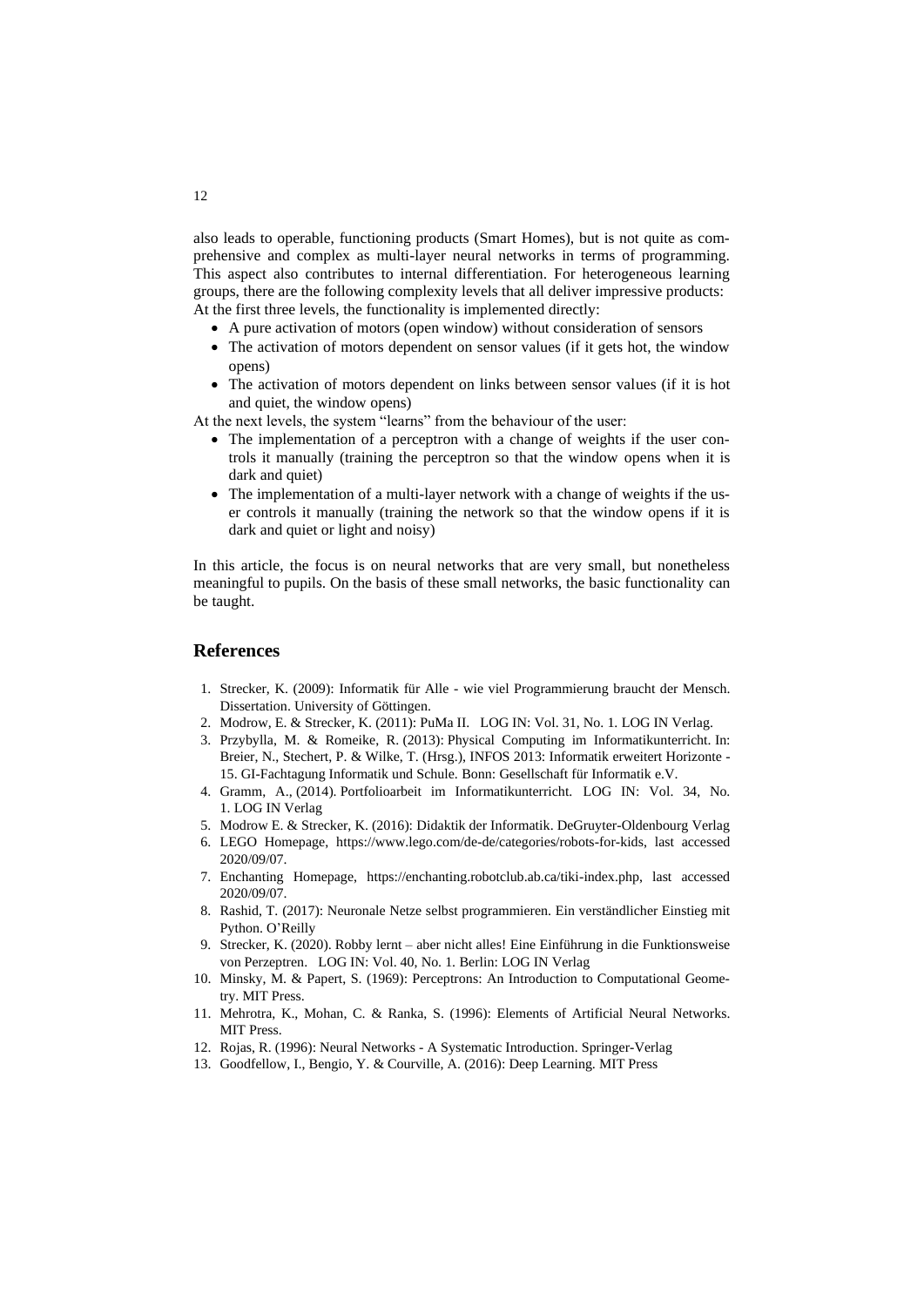also leads to operable, functioning products (Smart Homes), but is not quite as comprehensive and complex as multi-layer neural networks in terms of programming. This aspect also contributes to internal differentiation. For heterogeneous learning groups, there are the following complexity levels that all deliver impressive products: At the first three levels, the functionality is implemented directly:

- A pure activation of motors (open window) without consideration of sensors
- The activation of motors dependent on sensor values (if it gets hot, the window opens)
- The activation of motors dependent on links between sensor values (if it is hot and quiet, the window opens)

At the next levels, the system "learns" from the behaviour of the user:

- The implementation of a perceptron with a change of weights if the user controls it manually (training the perceptron so that the window opens when it is dark and quiet)
- The implementation of a multi-layer network with a change of weights if the user controls it manually (training the network so that the window opens if it is dark and quiet or light and noisy)

In this article, the focus is on neural networks that are very small, but nonetheless meaningful to pupils. On the basis of these small networks, the basic functionality can be taught.

## References

1. Strecker, K. (2009): Informatik für Alle - wie viel Programmierung braucht der Mensch. Dissertation. University of Göttingen.
2. Modrow, E. & Strecker, K. (2011): PuMa II. LOG IN: Vol. 31, No. 1. LOG IN Verlag.
3. Przybylla, M. & Romeike, R. (2013): Physical Computing im Informatikunterricht. In: Breier, N., Stechert, P. & Wilke, T. (Hrsg.), INFOS 2013: Informatik erweitert Horizonte - 15. GI-Fachtagung Informatik und Schule. Bonn: Gesellschaft für Informatik e.V.
4. Gramm, A., (2014). Portfolioarbeit im Informatikunterricht. LOG IN: Vol. 34, No. 1. LOG IN Verlag
5. Modrow E. & Strecker, K. (2016): Didaktik der Informatik. DeGruyter-Oldenbourg Verlag
6. LEGO Homepage, https://www.lego.com/de-de/categories/robots-for-kids, last accessed 2020/09/07.
7. Enchanting Homepage, https://enchanting.robotclub.ab.ca/tiki-index.php, last accessed 2020/09/07.
8. Rashid, T. (2017): Neuronale Netze selbst programmieren. Ein verständlicher Einstieg mit Python. O'Reilly
9. Strecker, K. (2020). Robby lernt – aber nicht alles! Eine Einführung in die Funktionsweise von Perzeptren. LOG IN: Vol. 40, No. 1. Berlin: LOG IN Verlag
10. Minsky, M. & Papert, S. (1969): Perceptrons: An Introduction to Computational Geometry. MIT Press.
11. Mehrotra, K., Mohan, C. & Ranka, S. (1996): Elements of Artificial Neural Networks. MIT Press.
12. Rojas, R. (1996): Neural Networks - A Systematic Introduction. Springer-Verlag
13. Goodfellow, I., Bengio, Y. & Courville, A. (2016): Deep Learning. MIT Press